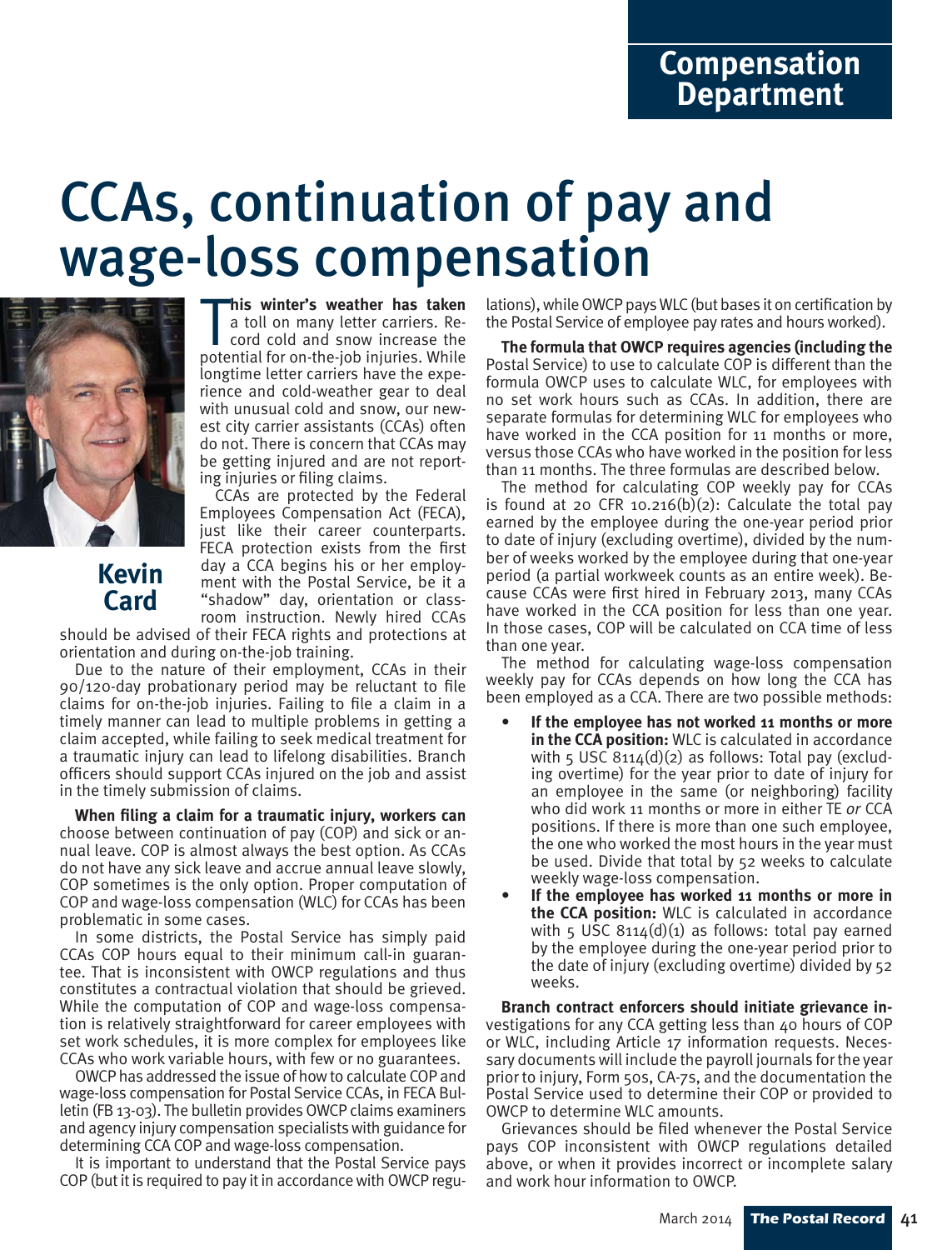Compensation Department

# CCAs, continuation of pay and wage-loss compensation

**Kevin Card**

**This winter's weather has taken** a toll on many letter carriers. Record cold and snow increase the potential for on-the-job injuries. While longtime letter carriers have the experience and cold-weather gear to deal with unusual cold and snow, our newest city carrier assistants (CCAs) often do not. There is concern that CCAs may be getting injured and are not reporting injuries or filing claims.

CCAs are protected by the Federal Employees Compensation Act (FECA), just like their career counterparts. FECA protection exists from the first day a CCA begins his or her employment with the Postal Service, be it a "shadow" day, orientation or classroom instruction. Newly hired CCAs should be advised of their FECA rights and protections at orientation and during on-the-job training.

Due to the nature of their employment, CCAs in their 90/120-day probationary period may be reluctant to file claims for on-the-job injuries. Failing to file a claim in a timely manner can lead to multiple problems in getting a claim accepted, while failing to seek medical treatment for a traumatic injury can lead to lifelong disabilities. Branch officers should support CCAs injured on the job and assist in the timely submission of claims.

**When filing a claim for a traumatic injury, workers can** choose between continuation of pay (COP) and sick or annual leave. COP is almost always the best option. As CCAs do not have any sick leave and accrue annual leave slowly, COP sometimes is the only option. Proper computation of COP and wage-loss compensation (WLC) for CCAs has been problematic in some cases.

In some districts, the Postal Service has simply paid CCAs COP hours equal to their minimum call-in guarantee. That is inconsistent with OWCP regulations and thus constitutes a contractual violation that should be grieved. While the computation of COP and wage-loss compensation is relatively straightforward for career employees with set work schedules, it is more complex for employees like CCAs who work variable hours, with few or no guarantees.

OWCP has addressed the issue of how to calculate COP and wage-loss compensation for Postal Service CCAs, in FECA Bulletin (FB 13-03). The bulletin provides OWCP claims examiners and agency injury compensation specialists with guidance for determining CCA COP and wage-loss compensation.

It is important to understand that the Postal Service pays COP (but it is required to pay it in accordance with OWCP regulations), while OWCP pays WLC (but bases it on certification by the Postal Service of employee pay rates and hours worked).

**The formula that OWCP requires agencies (including the** Postal Service) to use to calculate COP is different than the formula OWCP uses to calculate WLC, for employees with no set work hours such as CCAs. In addition, there are separate formulas for determining WLC for employees who have worked in the CCA position for 11 months or more, versus those CCAs who have worked in the position for less than 11 months. The three formulas are described below.

The method for calculating COP weekly pay for CCAs is found at 20 CFR 10.216(b)(2): Calculate the total pay earned by the employee during the one-year period prior to date of injury (excluding overtime), divided by the number of weeks worked by the employee during that one-year period (a partial workweek counts as an entire week). Because CCAs were first hired in February 2013, many CCAs have worked in the CCA position for less than one year. In those cases, COP will be calculated on CCA time of less than one year.

The method for calculating wage-loss compensation weekly pay for CCAs depends on how long the CCA has been employed as a CCA. There are two possible methods:

- **If the employee has not worked 11 months or more in the CCA position:** WLC is calculated in accordance with 5 USC 8114(d)(2) as follows: Total pay (excluding overtime) for the year prior to date of injury for an employee in the same (or neighboring) facility who did work 11 months or more in either TE *or* CCA positions. If there is more than one such employee, the one who worked the most hours in the year must be used. Divide that total by 52 weeks to calculate weekly wage-loss compensation.
- **If the employee has worked 11 months or more in the CCA position:** WLC is calculated in accordance with 5 USC 8114(d)(1) as follows: total pay earned by the employee during the one-year period prior to the date of injury (excluding overtime) divided by 52 weeks.

**Branch contract enforcers should initiate grievance in**vestigations for any CCA getting less than 40 hours of COP or WLC, including Article 17 information requests. Necessary documents will include the payroll journals for the year prior to injury, Form 50s, CA-7s, and the documentation the Postal Service used to determine their COP or provided to OWCP to determine WLC amounts.

Grievances should be filed whenever the Postal Service pays COP inconsistent with OWCP regulations detailed above, or when it provides incorrect or incomplete salary and work hour information to OWCP.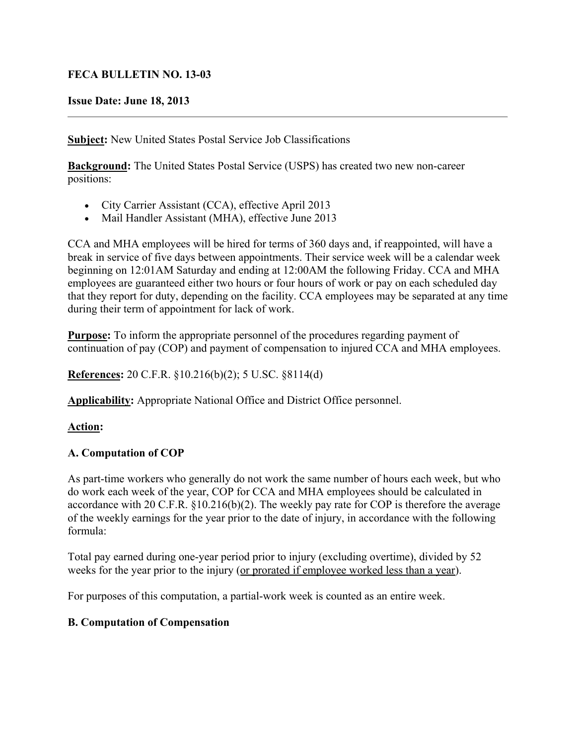**FECA BULLETIN NO. 13-03**

**Issue Date: June 18, 2013**

---

**Subject:** New United States Postal Service Job Classifications

**Background:** The United States Postal Service (USPS) has created two new non-career positions:

- City Carrier Assistant (CCA), effective April 2013
- Mail Handler Assistant (MHA), effective June 2013

CCA and MHA employees will be hired for terms of 360 days and, if reappointed, will have a break in service of five days between appointments. Their service week will be a calendar week beginning on 12:01AM Saturday and ending at 12:00AM the following Friday. CCA and MHA employees are guaranteed either two hours or four hours of work or pay on each scheduled day that they report for duty, depending on the facility. CCA employees may be separated at any time during their term of appointment for lack of work.

**Purpose:** To inform the appropriate personnel of the procedures regarding payment of continuation of pay (COP) and payment of compensation to injured CCA and MHA employees.

**References:** 20 C.F.R. §10.216(b)(2); 5 U.SC. §8114(d)

**Applicability:** Appropriate National Office and District Office personnel.

**Action:**

**A. Computation of COP**

As part-time workers who generally do not work the same number of hours each week, but who do work each week of the year, COP for CCA and MHA employees should be calculated in accordance with 20 C.F.R. §10.216(b)(2). The weekly pay rate for COP is therefore the average of the weekly earnings for the year prior to the date of injury, in accordance with the following formula:

Total pay earned during one-year period prior to injury (excluding overtime), divided by 52 weeks for the year prior to the injury (<u>or prorated if employee worked less than a year</u>).

For purposes of this computation, a partial-work week is counted as an entire week.

**B. Computation of Compensation**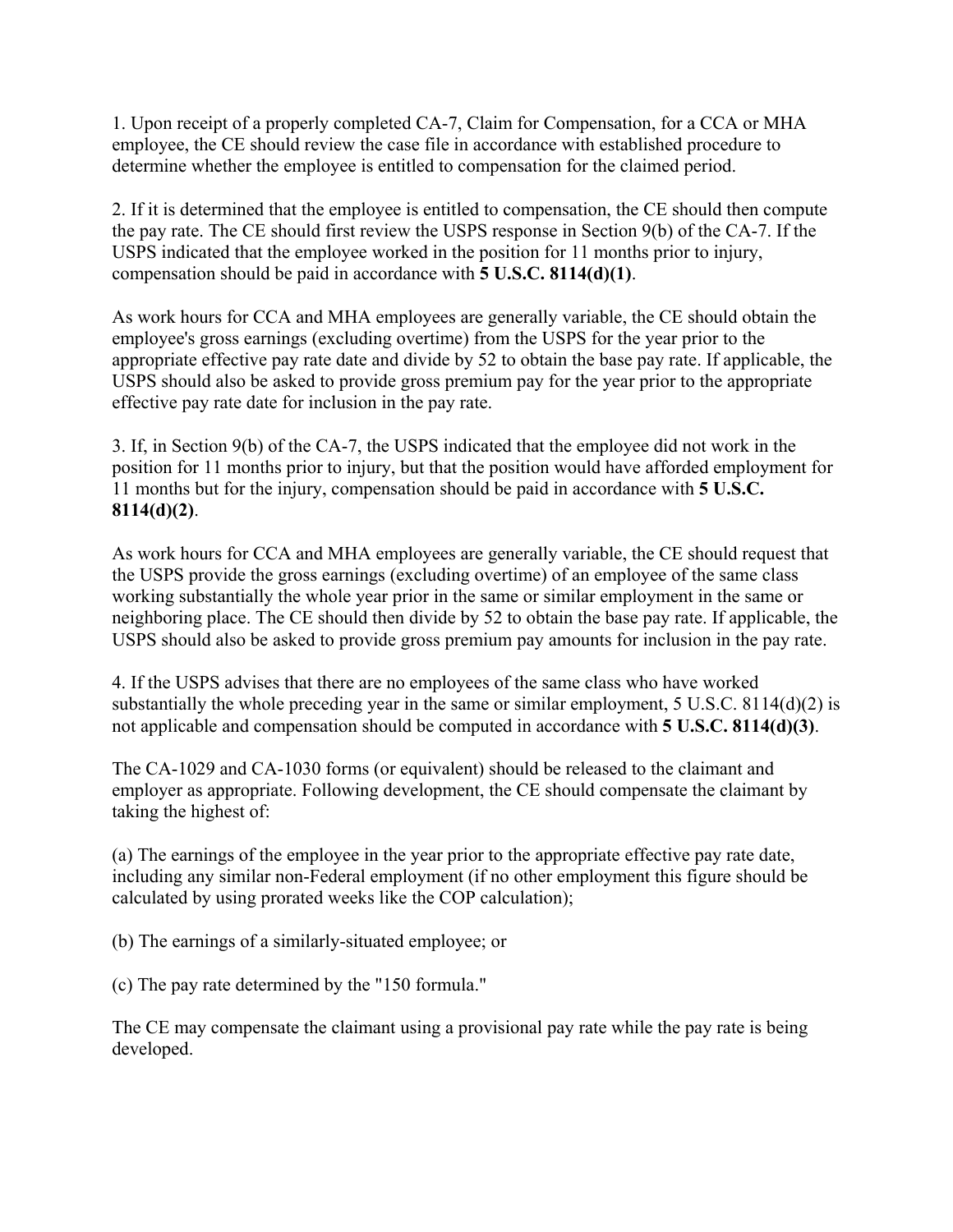1. Upon receipt of a properly completed CA-7, Claim for Compensation, for a CCA or MHA employee, the CE should review the case file in accordance with established procedure to determine whether the employee is entitled to compensation for the claimed period.

2. If it is determined that the employee is entitled to compensation, the CE should then compute the pay rate. The CE should first review the USPS response in Section 9(b) of the CA-7. If the USPS indicated that the employee worked in the position for 11 months prior to injury, compensation should be paid in accordance with **5 U.S.C. 8114(d)(1)**.

As work hours for CCA and MHA employees are generally variable, the CE should obtain the employee's gross earnings (excluding overtime) from the USPS for the year prior to the appropriate effective pay rate date and divide by 52 to obtain the base pay rate. If applicable, the USPS should also be asked to provide gross premium pay for the year prior to the appropriate effective pay rate date for inclusion in the pay rate.

3. If, in Section 9(b) of the CA-7, the USPS indicated that the employee did not work in the position for 11 months prior to injury, but that the position would have afforded employment for 11 months but for the injury, compensation should be paid in accordance with **5 U.S.C. 8114(d)(2)**.

As work hours for CCA and MHA employees are generally variable, the CE should request that the USPS provide the gross earnings (excluding overtime) of an employee of the same class working substantially the whole year prior in the same or similar employment in the same or neighboring place. The CE should then divide by 52 to obtain the base pay rate. If applicable, the USPS should also be asked to provide gross premium pay amounts for inclusion in the pay rate.

4. If the USPS advises that there are no employees of the same class who have worked substantially the whole preceding year in the same or similar employment, 5 U.S.C. 8114(d)(2) is not applicable and compensation should be computed in accordance with **5 U.S.C. 8114(d)(3)**.

The CA-1029 and CA-1030 forms (or equivalent) should be released to the claimant and employer as appropriate. Following development, the CE should compensate the claimant by taking the highest of:

(a) The earnings of the employee in the year prior to the appropriate effective pay rate date, including any similar non-Federal employment (if no other employment this figure should be calculated by using prorated weeks like the COP calculation);

(b) The earnings of a similarly-situated employee; or

(c) The pay rate determined by the "150 formula."

The CE may compensate the claimant using a provisional pay rate while the pay rate is being developed.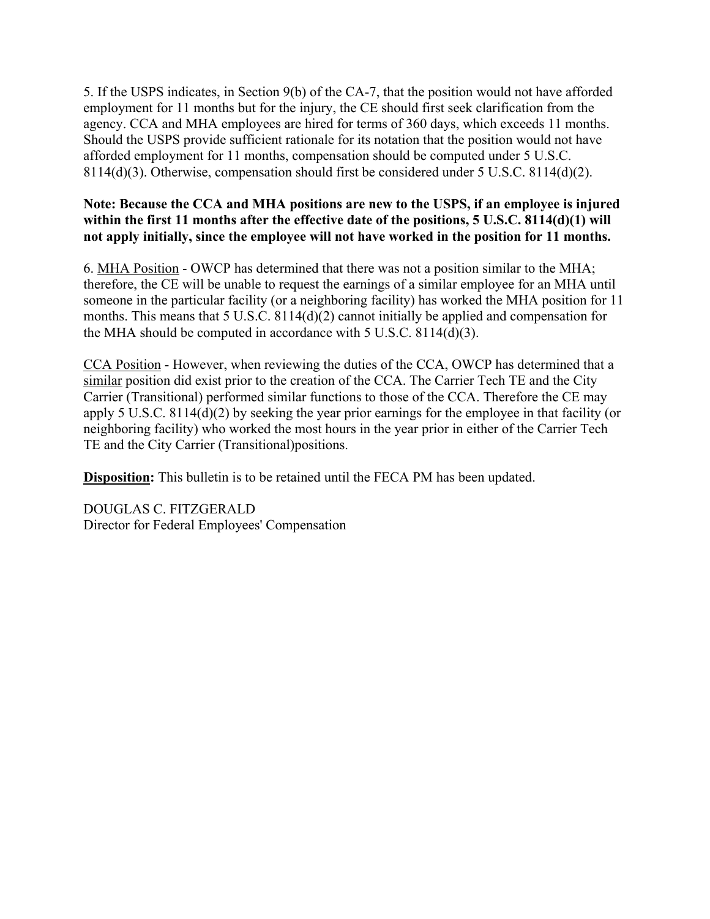5. If the USPS indicates, in Section 9(b) of the CA-7, that the position would not have afforded employment for 11 months but for the injury, the CE should first seek clarification from the agency. CCA and MHA employees are hired for terms of 360 days, which exceeds 11 months. Should the USPS provide sufficient rationale for its notation that the position would not have afforded employment for 11 months, compensation should be computed under 5 U.S.C. 8114(d)(3). Otherwise, compensation should first be considered under 5 U.S.C. 8114(d)(2).

**Note: Because the CCA and MHA positions are new to the USPS, if an employee is injured within the first 11 months after the effective date of the positions, 5 U.S.C. 8114(d)(1) will not apply initially, since the employee will not have worked in the position for 11 months.**

6. MHA Position - OWCP has determined that there was not a position similar to the MHA; therefore, the CE will be unable to request the earnings of a similar employee for an MHA until someone in the particular facility (or a neighboring facility) has worked the MHA position for 11 months. This means that 5 U.S.C. 8114(d)(2) cannot initially be applied and compensation for the MHA should be computed in accordance with 5 U.S.C. 8114(d)(3).

CCA Position - However, when reviewing the duties of the CCA, OWCP has determined that a similar position did exist prior to the creation of the CCA. The Carrier Tech TE and the City Carrier (Transitional) performed similar functions to those of the CCA. Therefore the CE may apply 5 U.S.C. 8114(d)(2) by seeking the year prior earnings for the employee in that facility (or neighboring facility) who worked the most hours in the year prior in either of the Carrier Tech TE and the City Carrier (Transitional)positions.

**Disposition:** This bulletin is to be retained until the FECA PM has been updated.

DOUGLAS C. FITZGERALD
Director for Federal Employees' Compensation